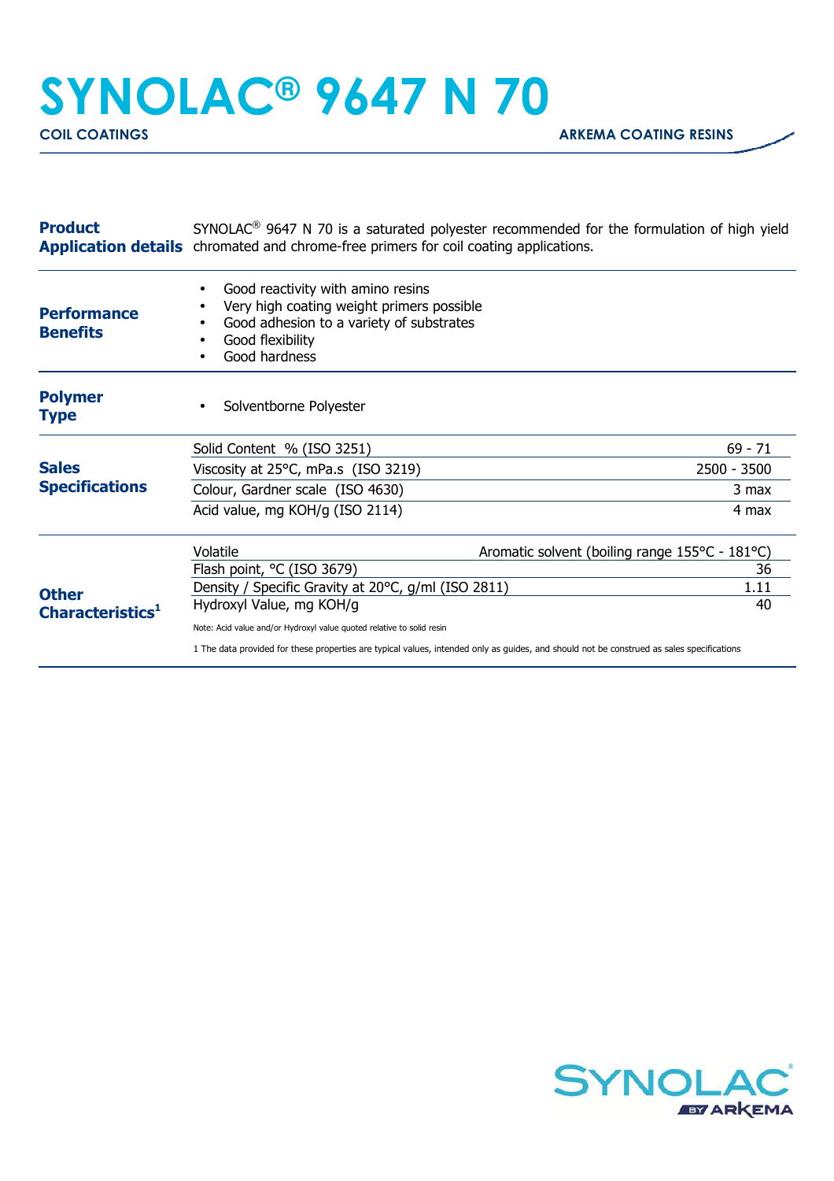# SYNOLAC® 9647 N 70

**COIL COATINGS** — **ARKEMA COATING RESINS**

## Product Application details

SYNOLAC® 9647 N 70 is a saturated polyester recommended for the formulation of high yield chromated and chrome-free primers for coil coating applications.

## Performance Benefits

- Good reactivity with amino resins
- Very high coating weight primers possible
- Good adhesion to a variety of substrates
- Good flexibility
- Good hardness

## Polymer Type

- Solventborne Polyester

## Sales Specifications

| Property | Value |
|---|---|
| Solid Content % (ISO 3251) | 69 - 71 |
| Viscosity at 25°C, mPa.s (ISO 3219) | 2500 - 3500 |
| Colour, Gardner scale (ISO 4630) | 3 max |
| Acid value, mg KOH/g (ISO 2114) | 4 max |

## Other Characteristics[1]

| Property | Value |
|---|---|
| Volatile | Aromatic solvent (boiling range 155°C - 181°C) |
| Flash point, °C (ISO 3679) | 36 |
| Density / Specific Gravity at 20°C, g/ml (ISO 2811) | 1.11 |
| Hydroxyl Value, mg KOH/g | 40 |

Note: Acid value and/or Hydroxyl value quoted relative to solid resin

1 The data provided for these properties are typical values, intended only as guides, and should not be construed as sales specifications

SYNOLAC® BY ARKEMA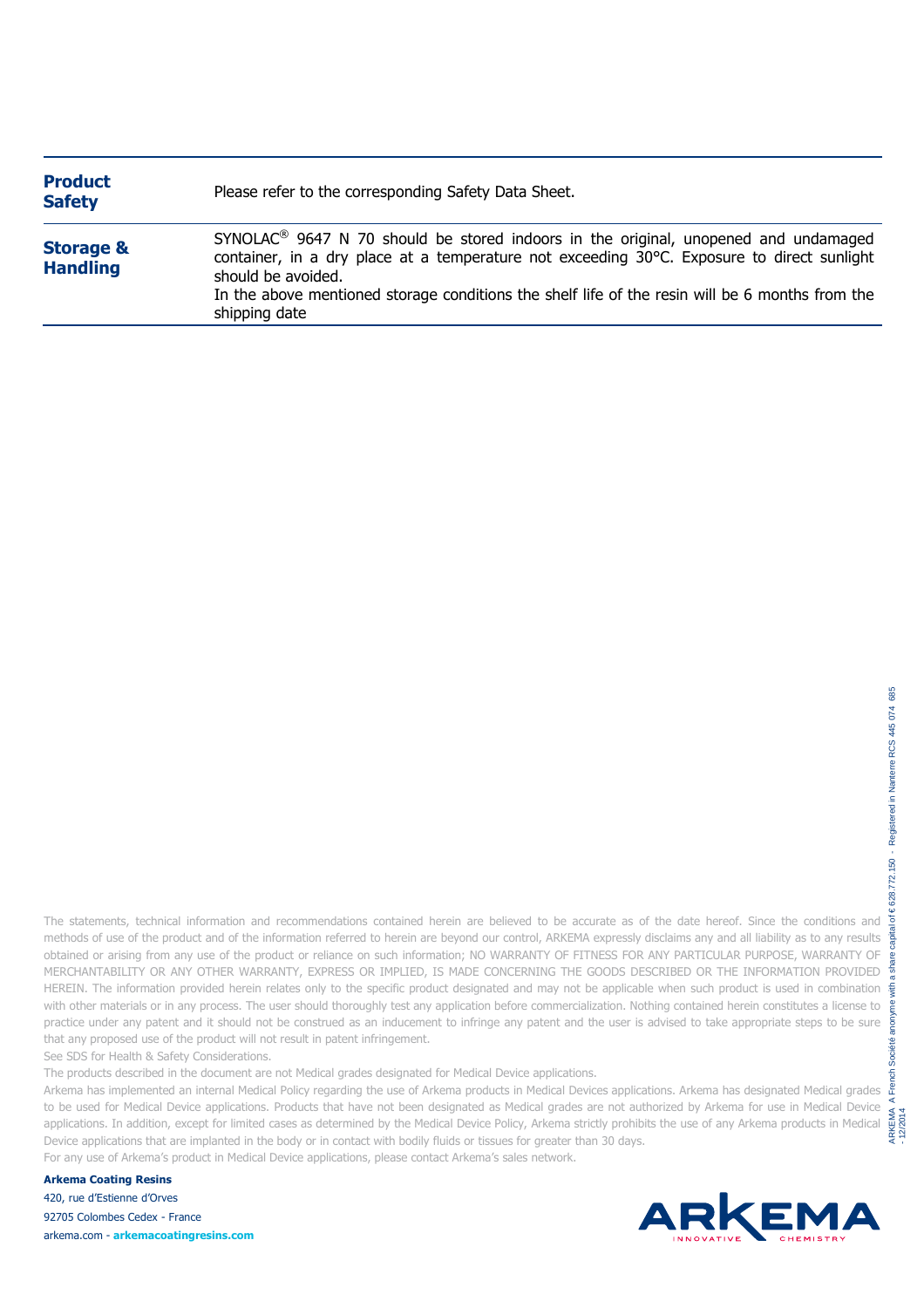| | |
|---|---|
| **Product Safety** | Please refer to the corresponding Safety Data Sheet. |
| **Storage & Handling** | SYNOLAC® 9647 N 70 should be stored indoors in the original, unopened and undamaged container, in a dry place at a temperature not exceeding 30°C. Exposure to direct sunlight should be avoided. In the above mentioned storage conditions the shelf life of the resin will be 6 months from the shipping date |

The statements, technical information and recommendations contained herein are believed to be accurate as of the date hereof. Since the conditions and methods of use of the product and of the information referred to herein are beyond our control, ARKEMA expressly disclaims any and all liability as to any results obtained or arising from any use of the product or reliance on such information; NO WARRANTY OF FITNESS FOR ANY PARTICULAR PURPOSE, WARRANTY OF MERCHANTABILITY OR ANY OTHER WARRANTY, EXPRESS OR IMPLIED, IS MADE CONCERNING THE GOODS DESCRIBED OR THE INFORMATION PROVIDED HEREIN. The information provided herein relates only to the specific product designated and may not be applicable when such product is used in combination with other materials or in any process. The user should thoroughly test any application before commercialization. Nothing contained herein constitutes a license to practice under any patent and it should not be construed as an inducement to infringe any patent and the user is advised to take appropriate steps to be sure that any proposed use of the product will not result in patent infringement.

See SDS for Health & Safety Considerations.

The products described in the document are not Medical grades designated for Medical Device applications.

Arkema has implemented an internal Medical Policy regarding the use of Arkema products in Medical Devices applications. Arkema has designated Medical grades to be used for Medical Device applications. Products that have not been designated as Medical grades are not authorized by Arkema for use in Medical Device applications. In addition, except for limited cases as determined by the Medical Device Policy, Arkema strictly prohibits the use of any Arkema products in Medical Device applications that are implanted in the body or in contact with bodily fluids or tissues for greater than 30 days.

For any use of Arkema's product in Medical Device applications, please contact Arkema's sales network.

**Arkema Coating Resins**
420, rue d'Estienne d'Orves
92705 Colombes Cedex - France
arkema.com - **arkemacoatingresins.com**

ARKEMA A French Société anonyme with a share capital of € 628.772.150 - Registered in Nanterre RCS 445 074 685 - 12/2014